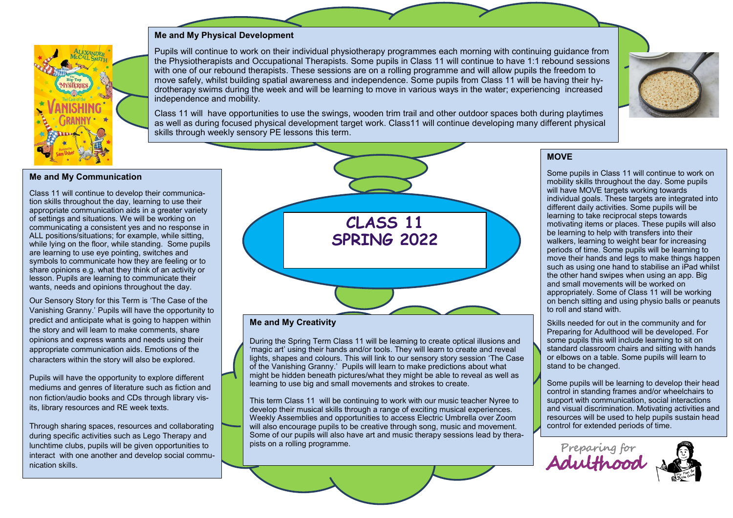# CLASS 11 SPRING 2022

## Me and My Physical Development

Pupils will continue to work on their individual physiotherapy programmes each morning with continuing guidance from the Physiotherapists and Occupational Therapists. Some pupils in Class 11 will continue to have 1:1 rebound sessions with one of our rebound therapists. These sessions are on a rolling programme and will allow pupils the freedom to move safely, whilst building spatial awareness and independence. Some pupils from Class 11 will be having their hydrotherapy swims during the week and will be learning to move in various ways in the water; experiencing increased independence and mobility.

Class 11 will have opportunities to use the swings, wooden trim trail and other outdoor spaces both during playtimes as well as during focused physical development target work. Class11 will continue developing many different physical skills through weekly sensory PE lessons this term.

## Me and My Communication

Class 11 will continue to develop their communication skills throughout the day, learning to use their appropriate communication aids in a greater variety of settings and situations. We will be working on communicating a consistent yes and no response in ALL positions/situations; for example, while sitting, while lying on the floor, while standing. Some pupils are learning to use eye pointing, switches and symbols to communicate how they are feeling or to share opinions e.g. what they think of an activity or lesson. Pupils are learning to communicate their wants, needs and opinions throughout the day.

Our Sensory Story for this Term is 'The Case of the Vanishing Granny.' Pupils will have the opportunity to predict and anticipate what is going to happen within the story and will learn to make comments, share opinions and express wants and needs using their appropriate communication aids. Emotions of the characters within the story will also be explored.

Pupils will have the opportunity to explore different mediums and genres of literature such as fiction and non fiction/audio books and CDs through library visits, library resources and RE week texts.

Through sharing spaces, resources and collaborating during specific activities such as Lego Therapy and lunchtime clubs, pupils will be given opportunities to interact with one another and develop social communication skills.

## Me and My Creativity

During the Spring Term Class 11 will be learning to create optical illusions and 'magic art' using their hands and/or tools. They will learn to create and reveal lights, shapes and colours. This will link to our sensory story session 'The Case of the Vanishing Granny.' Pupils will learn to make predictions about what might be hidden beneath pictures/what they might be able to reveal as well as learning to use big and small movements and strokes to create.

This term Class 11 will be continuing to work with our music teacher Nyree to develop their musical skills through a range of exciting musical experiences. Weekly Assemblies and opportunities to access Electric Umbrella over Zoom will also encourage pupils to be creative through song, music and movement. Some of our pupils will also have art and music therapy sessions lead by therapists on a rolling programme.

## MOVE

Some pupils in Class 11 will continue to work on mobility skills throughout the day. Some pupils will have MOVE targets working towards individual goals. These targets are integrated into different daily activities. Some pupils will be learning to take reciprocal steps towards motivating items or places. These pupils will also be learning to help with transfers into their walkers, learning to weight bear for increasing periods of time. Some pupils will be learning to move their hands and legs to make things happen such as using one hand to stabilise an iPad whilst the other hand swipes when using an app. Big and small movements will be worked on appropriately. Some of Class 11 will be working on bench sitting and using physio balls or peanuts to roll and stand with.

Skills needed for out in the community and for Preparing for Adulthood will be developed. For some pupils this will include learning to sit on standard classroom chairs and sitting with hands or elbows on a table. Some pupils will learn to stand to be changed.

Some pupils will be learning to develop their head control in standing frames and/or wheelchairs to support with communication, social interactions and visual discrimination. Motivating activities and resources will be used to help pupils sustain head control for extended periods of time.

Preparing for Adulthood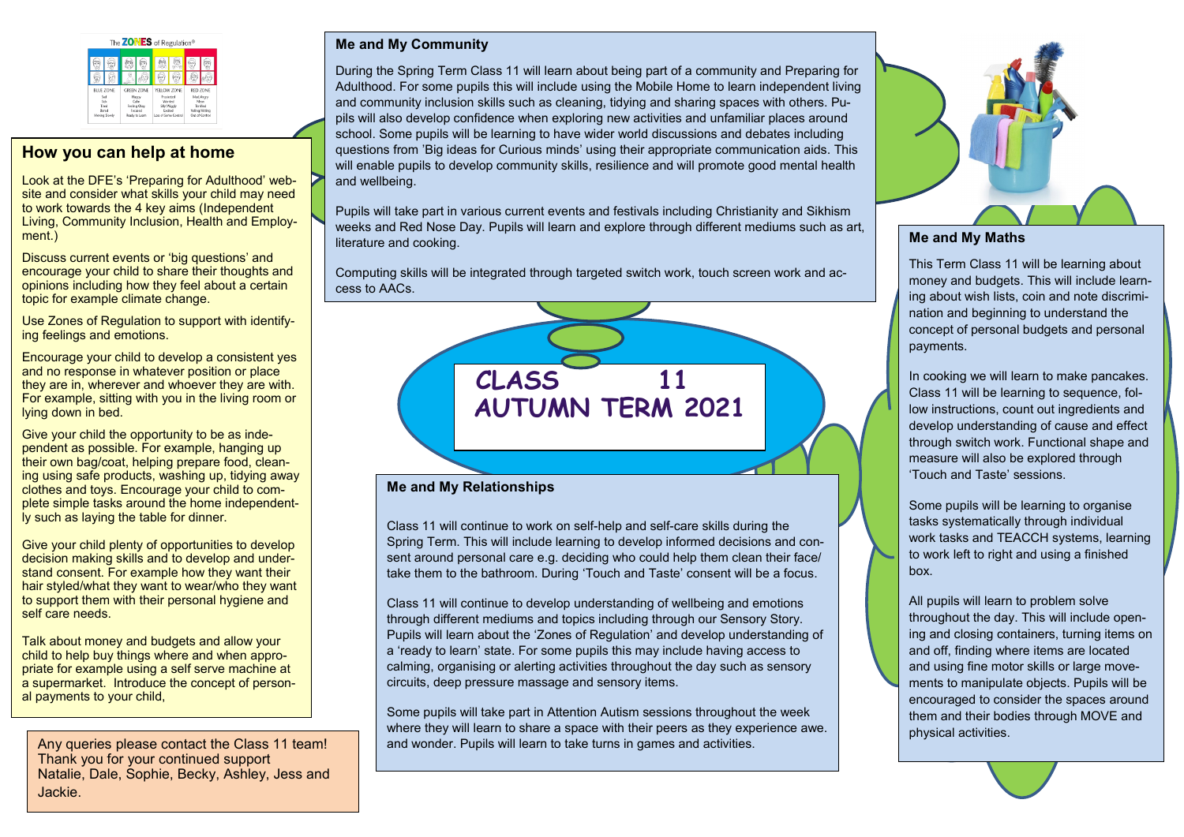# CLASS 11 AUTUMN TERM 2021

## Me and My Community

During the Spring Term Class 11 will learn about being part of a community and Preparing for Adulthood. For some pupils this will include using the Mobile Home to learn independent living and community inclusion skills such as cleaning, tidying and sharing spaces with others. Pupils will also develop confidence when exploring new activities and unfamiliar places around school. Some pupils will be learning to have wider world discussions and debates including questions from 'Big ideas for Curious minds' using their appropriate communication aids. This will enable pupils to develop community skills, resilience and will promote good mental health and wellbeing.

Pupils will take part in various current events and festivals including Christianity and Sikhism weeks and Red Nose Day. Pupils will learn and explore through different mediums such as art, literature and cooking.

Computing skills will be integrated through targeted switch work, touch screen work and access to AACs.

## Me and My Relationships

Class 11 will continue to work on self-help and self-care skills during the Spring Term. This will include learning to develop informed decisions and consent around personal care e.g. deciding who could help them clean their face/ take them to the bathroom. During 'Touch and Taste' consent will be a focus.

Class 11 will continue to develop understanding of wellbeing and emotions through different mediums and topics including through our Sensory Story. Pupils will learn about the 'Zones of Regulation' and develop understanding of a 'ready to learn' state. For some pupils this may include having access to calming, organising or alerting activities throughout the day such as sensory circuits, deep pressure massage and sensory items.

Some pupils will take part in Attention Autism sessions throughout the week where they will learn to share a space with their peers as they experience awe. and wonder. Pupils will learn to take turns in games and activities.

## Me and My Maths

This Term Class 11 will be learning about money and budgets. This will include learning about wish lists, coin and note discrimination and beginning to understand the concept of personal budgets and personal payments.

In cooking we will learn to make pancakes. Class 11 will be learning to sequence, follow instructions, count out ingredients and develop understanding of cause and effect through switch work. Functional shape and measure will also be explored through 'Touch and Taste' sessions.

Some pupils will be learning to organise tasks systematically through individual work tasks and TEACCH systems, learning to work left to right and using a finished box.

All pupils will learn to problem solve throughout the day. This will include opening and closing containers, turning items on and off, finding where items are located and using fine motor skills or large movements to manipulate objects. Pupils will be encouraged to consider the spaces around them and their bodies through MOVE and physical activities.

## How you can help at home

Look at the DFE's 'Preparing for Adulthood' website and consider what skills your child may need to work towards the 4 key aims (Independent Living, Community Inclusion, Health and Employment.)

Discuss current events or 'big questions' and encourage your child to share their thoughts and opinions including how they feel about a certain topic for example climate change.

Use Zones of Regulation to support with identifying feelings and emotions.

Encourage your child to develop a consistent yes and no response in whatever position or place they are in, wherever and whoever they are with. For example, sitting with you in the living room or lying down in bed.

Give your child the opportunity to be as independent as possible. For example, hanging up their own bag/coat, helping prepare food, cleaning using safe products, washing up, tidying away clothes and toys. Encourage your child to complete simple tasks around the home independently such as laying the table for dinner.

Give your child plenty of opportunities to develop decision making skills and to develop and understand consent. For example how they want their hair styled/what they want to wear/who they want to support them with their personal hygiene and self care needs.

Talk about money and budgets and allow your child to help buy things where and when appropriate for example using a self serve machine at a supermarket. Introduce the concept of personal payments to your child,

Any queries please contact the Class 11 team! Thank you for your continued support
Natalie, Dale, Sophie, Becky, Ashley, Jess and Jackie.